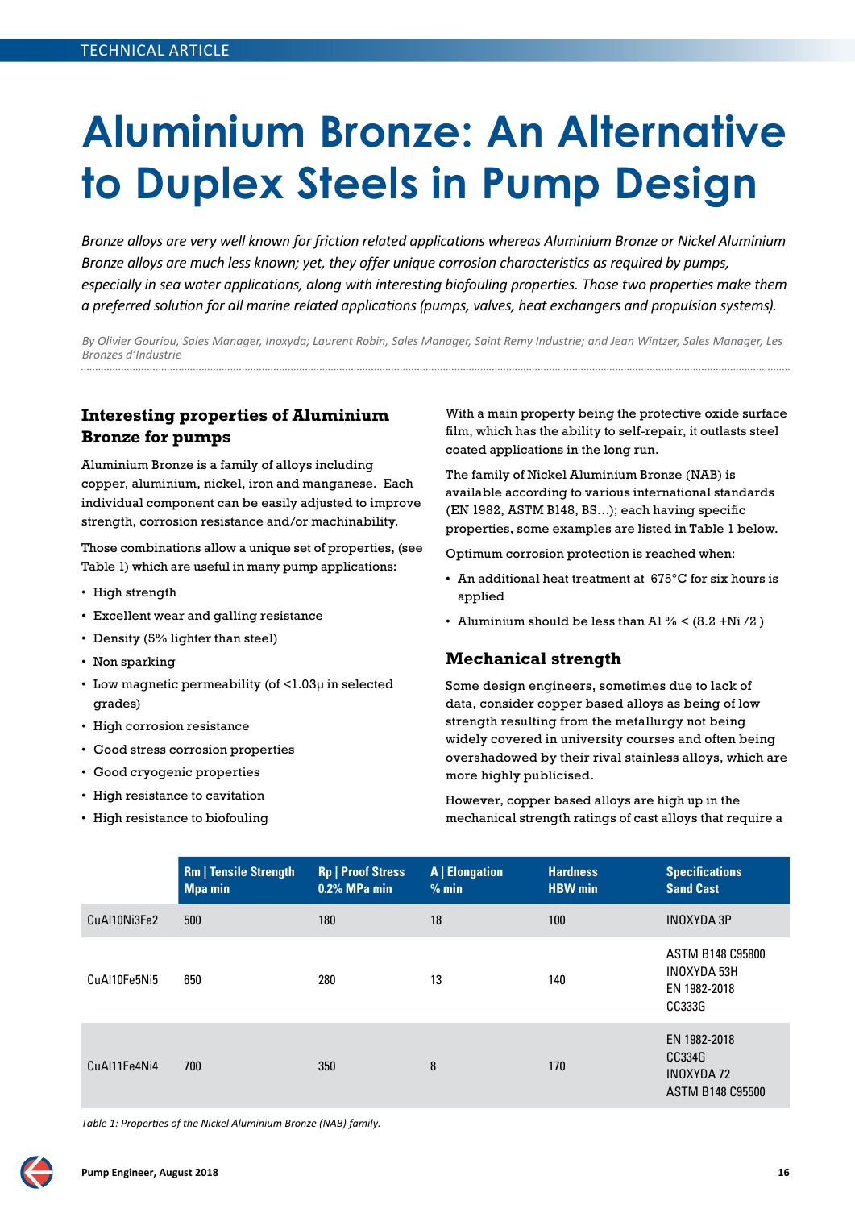# Aluminium Bronze: An Alternative to Duplex Steels in Pump Design

*Bronze alloys are very well known for friction related applications whereas Aluminium Bronze or Nickel Aluminium Bronze alloys are much less known; yet, they offer unique corrosion characteristics as required by pumps, especially in sea water applications, along with interesting biofouling properties. Those two properties make them a preferred solution for all marine related applications (pumps, valves, heat exchangers and propulsion systems).*

*By Olivier Gouriou, Sales Manager, Inoxyda; Laurent Robin, Sales Manager, Saint Remy Industrie; and Jean Wintzer, Sales Manager, Les Bronzes d'Industrie*

## Interesting properties of Aluminium Bronze for pumps

Aluminium Bronze is a family of alloys including copper, aluminium, nickel, iron and manganese. Each individual component can be easily adjusted to improve strength, corrosion resistance and/or machinability.

Those combinations allow a unique set of properties, (see Table 1) which are useful in many pump applications:

- High strength
- Excellent wear and galling resistance
- Density (5% lighter than steel)
- Non sparking
- Low magnetic permeability (of <1.03μ in selected grades)
- High corrosion resistance
- Good stress corrosion properties
- Good cryogenic properties
- High resistance to cavitation
- High resistance to biofouling

With a main property being the protective oxide surface film, which has the ability to self-repair, it outlasts steel coated applications in the long run.

The family of Nickel Aluminium Bronze (NAB) is available according to various international standards (EN 1982, ASTM B148, BS…); each having specific properties, some examples are listed in Table 1 below.

Optimum corrosion protection is reached when:

- An additional heat treatment at 675°C for six hours is applied
- Aluminium should be less than Al % < (8.2 +Ni /2 )

## Mechanical strength

Some design engineers, sometimes due to lack of data, consider copper based alloys as being of low strength resulting from the metallurgy not being widely covered in university courses and often being overshadowed by their rival stainless alloys, which are more highly publicised.

However, copper based alloys are high up in the mechanical strength ratings of cast alloys that require a

| | Rm \| Tensile Strength Mpa min | Rp \| Proof Stress 0.2% MPa min | A \| Elongation % min | Hardness HBW min | Specifications Sand Cast |
|---|---|---|---|---|---|
| CuAl10Ni3Fe2 | 500 | 180 | 18 | 100 | INOXYDA 3P |
| CuAl10Fe5Ni5 | 650 | 280 | 13 | 140 | ASTM B148 C95800 INOXYDA 53H EN 1982-2018 CC333G |
| CuAl11Fe4Ni4 | 700 | 350 | 8 | 170 | EN 1982-2018 CC334G INOXYDA 72 ASTM B148 C95500 |

*Table 1: Properties of the Nickel Aluminium Bronze (NAB) family.*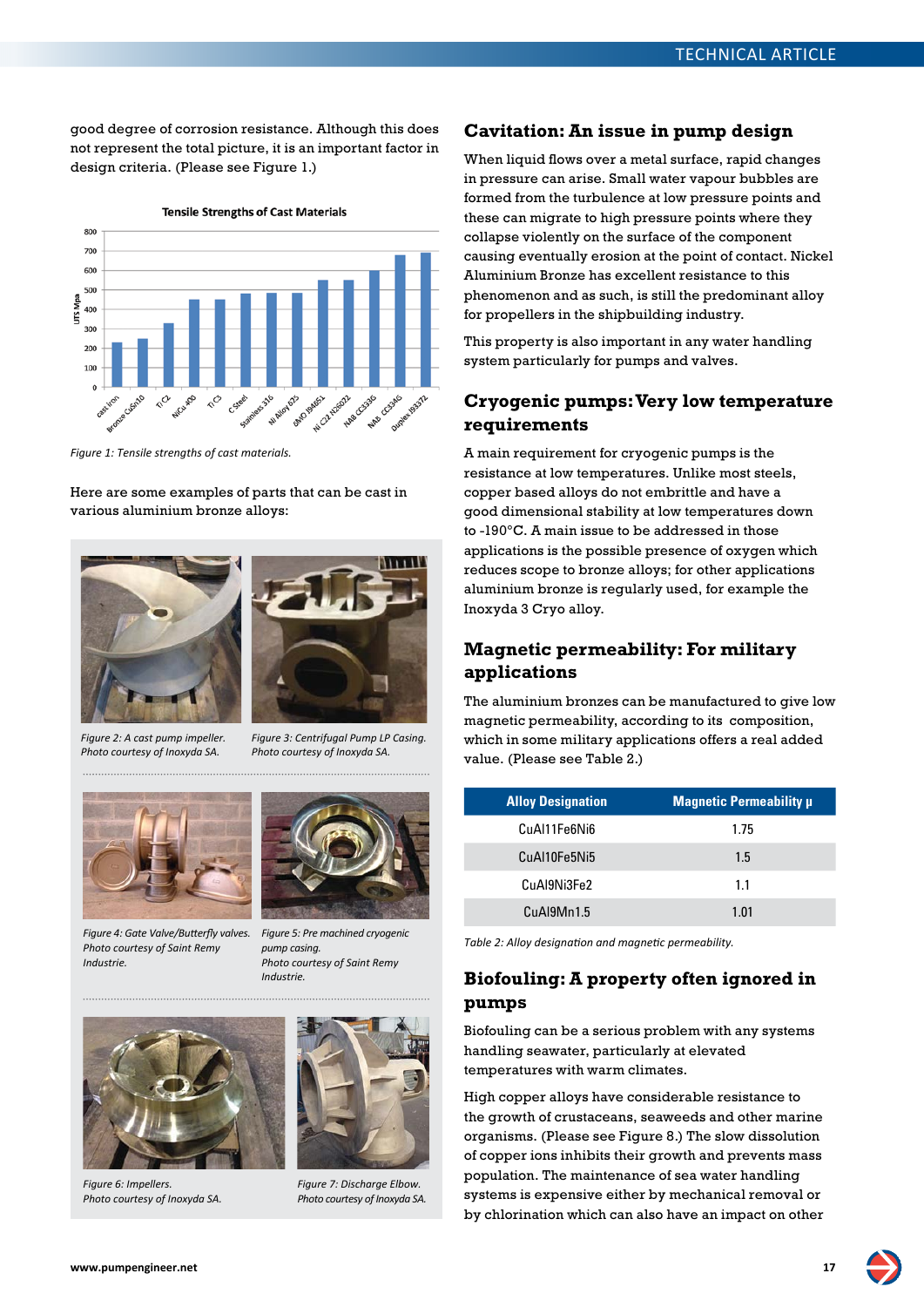good degree of corrosion resistance. Although this does not represent the total picture, it is an important factor in design criteria. (Please see Figure 1.)

Figure 1: Tensile strengths of cast materials.

Here are some examples of parts that can be cast in various aluminium bronze alloys:

Figure 2: A cast pump impeller. Photo courtesy of Inoxyda SA.

Figure 3: Centrifugal Pump LP Casing. Photo courtesy of Inoxyda SA.

Figure 4: Gate Valve/Butterfly valves. Photo courtesy of Saint Remy Industrie.

Figure 5: Pre machined cryogenic pump casing. Photo courtesy of Saint Remy Industrie.

Figure 6: Impellers. Photo courtesy of Inoxyda SA.

Figure 7: Discharge Elbow. Photo courtesy of Inoxyda SA.

## Cavitation: An issue in pump design

When liquid flows over a metal surface, rapid changes in pressure can arise. Small water vapour bubbles are formed from the turbulence at low pressure points and these can migrate to high pressure points where they collapse violently on the surface of the component causing eventually erosion at the point of contact. Nickel Aluminium Bronze has excellent resistance to this phenomenon and as such, is still the predominant alloy for propellers in the shipbuilding industry.

This property is also important in any water handling system particularly for pumps and valves.

## Cryogenic pumps: Very low temperature requirements

A main requirement for cryogenic pumps is the resistance at low temperatures. Unlike most steels, copper based alloys do not embrittle and have a good dimensional stability at low temperatures down to -190°C. A main issue to be addressed in those applications is the possible presence of oxygen which reduces scope to bronze alloys; for other applications aluminium bronze is regularly used, for example the Inoxyda 3 Cryo alloy.

## Magnetic permeability: For military applications

The aluminium bronzes can be manufactured to give low magnetic permeability, according to its composition, which in some military applications offers a real added value. (Please see Table 2.)

| Alloy Designation | Magnetic Permeability μ |
|---|---|
| CuAl11Fe6Ni6 | 1.75 |
| CuAl10Fe5Ni5 | 1.5 |
| CuAl9Ni3Fe2 | 1.1 |
| CuAl9Mn1.5 | 1.01 |

Table 2: Alloy designation and magnetic permeability.

## Biofouling: A property often ignored in pumps

Biofouling can be a serious problem with any systems handling seawater, particularly at elevated temperatures with warm climates.

High copper alloys have considerable resistance to the growth of crustaceans, seaweeds and other marine organisms. (Please see Figure 8.) The slow dissolution of copper ions inhibits their growth and prevents mass population. The maintenance of sea water handling systems is expensive either by mechanical removal or by chlorination which can also have an impact on other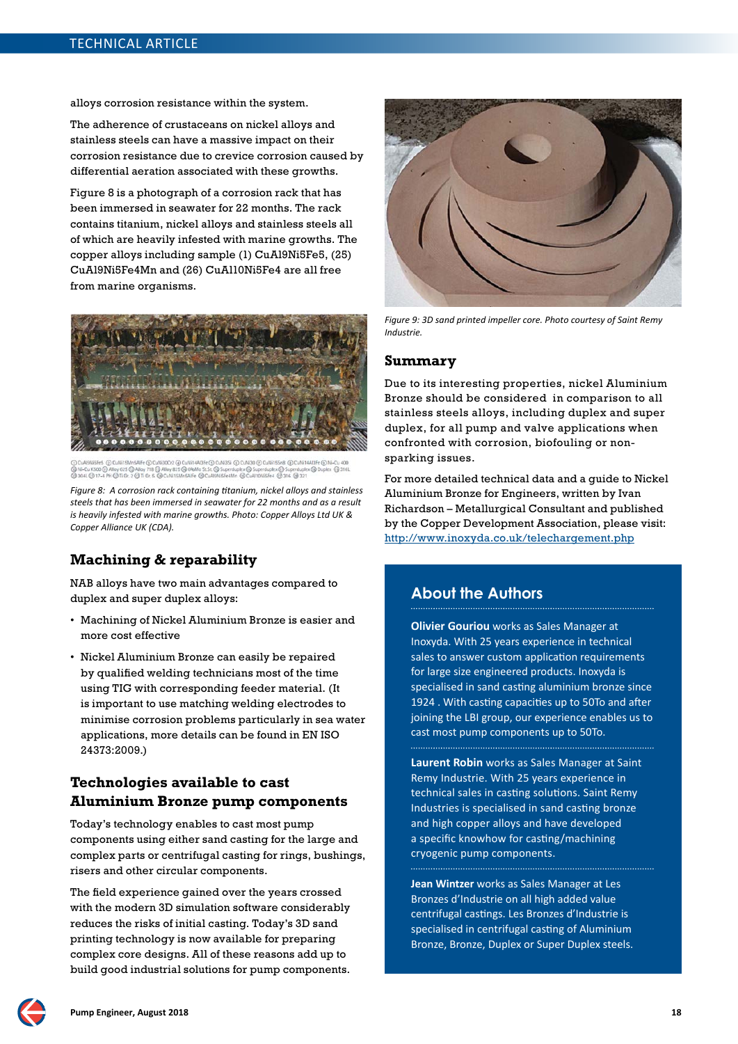alloys corrosion resistance within the system.

The adherence of crustaceans on nickel alloys and stainless steels can have a massive impact on their corrosion resistance due to crevice corrosion caused by differential aeration associated with these growths.

Figure 8 is a photograph of a corrosion rack that has been immersed in seawater for 22 months. The rack contains titanium, nickel alloys and stainless steels all of which are heavily infested with marine growths. The copper alloys including sample (1) CuAl9Ni5Fe5, (25) CuAl9Ni5Fe4Mn and (26) CuAl10Ni5Fe4 are all free from marine organisms.

*Figure 8: A corrosion rack containing titanium, nickel alloys and stainless steels that has been immersed in seawater for 22 months and as a result is heavily infested with marine growths. Photo: Copper Alloys Ltd UK & Copper Alliance UK (CDA).*

## Machining & reparability

NAB alloys have two main advantages compared to duplex and super duplex alloys:

- Machining of Nickel Aluminium Bronze is easier and more cost effective
- Nickel Aluminium Bronze can easily be repaired by qualified welding technicians most of the time using TIG with corresponding feeder material. (It is important to use matching welding electrodes to minimise corrosion problems particularly in sea water applications, more details can be found in EN ISO 24373:2009.)

## Technologies available to cast Aluminium Bronze pump components

Today's technology enables to cast most pump components using either sand casting for the large and complex parts or centrifugal casting for rings, bushings, risers and other circular components.

The field experience gained over the years crossed with the modern 3D simulation software considerably reduces the risks of initial casting. Today's 3D sand printing technology is now available for preparing complex core designs. All of these reasons add up to build good industrial solutions for pump components.

*Figure 9: 3D sand printed impeller core. Photo courtesy of Saint Remy Industrie.*

## Summary

Due to its interesting properties, nickel Aluminium Bronze should be considered in comparison to all stainless steels alloys, including duplex and super duplex, for all pump and valve applications when confronted with corrosion, biofouling or non-sparking issues.

For more detailed technical data and a guide to Nickel Aluminium Bronze for Engineers, written by Ivan Richardson – Metallurgical Consultant and published by the Copper Development Association, please visit: http://www.inoxyda.co.uk/telechargement.php

## About the Authors

**Olivier Gouriou** works as Sales Manager at Inoxyda. With 25 years experience in technical sales to answer custom application requirements for large size engineered products. Inoxyda is specialised in sand casting aluminium bronze since 1924 . With casting capacities up to 50To and after joining the LBI group, our experience enables us to cast most pump components up to 50To.

**Laurent Robin** works as Sales Manager at Saint Remy Industry. With 25 years experience in technical sales in casting solutions. Saint Remy Industries is specialised in sand casting bronze and high copper alloys and have developed a specific knowhow for casting/machining cryogenic pump components.

**Jean Wintzer** works as Sales Manager at Les Bronzes d'Industrie on all high added value centrifugal castings. Les Bronzes d'Industrie is specialised in centrifugal casting of Aluminium Bronze, Bronze, Duplex or Super Duplex steels.